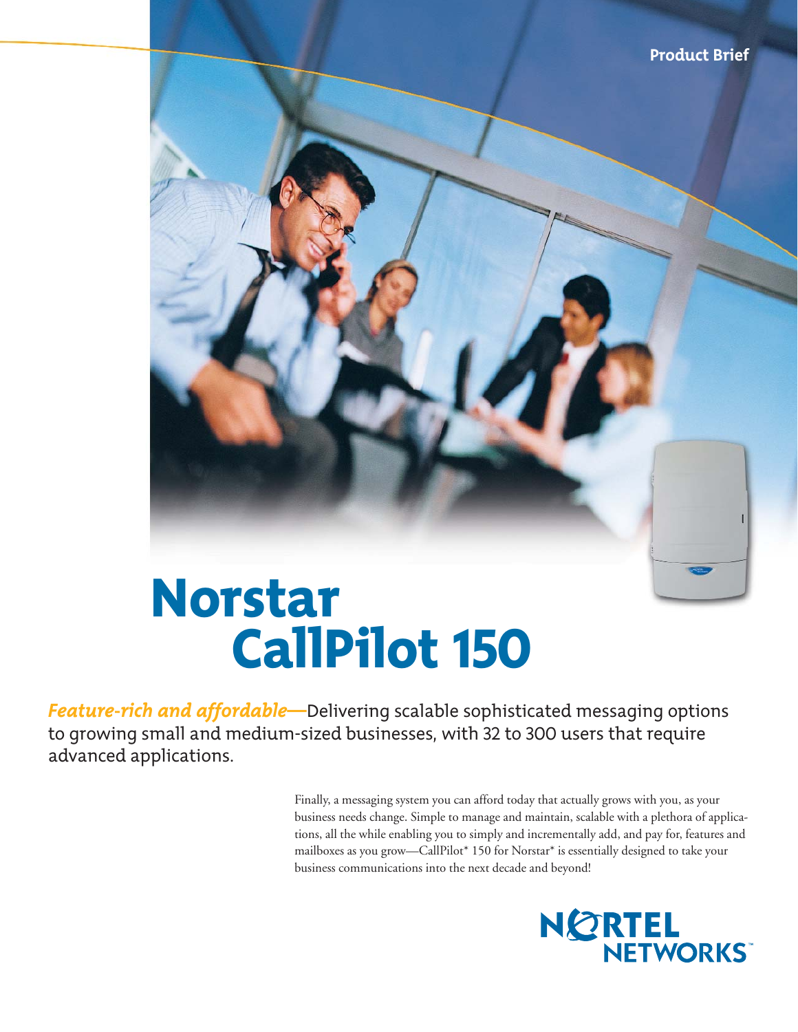Product Brief

# Norstar CallPilot 150

***Feature-rich and affordable—***Delivering scalable sophisticated messaging options to growing small and medium-sized businesses, with 32 to 300 users that require advanced applications.

Finally, a messaging system you can afford today that actually grows with you, as your business needs change. Simple to manage and maintain, scalable with a plethora of applications, all the while enabling you to simply and incrementally add, and pay for, features and mailboxes as you grow—CallPilot* 150 for Norstar* is essentially designed to take your business communications into the next decade and beyond!

NORTEL NETWORKS™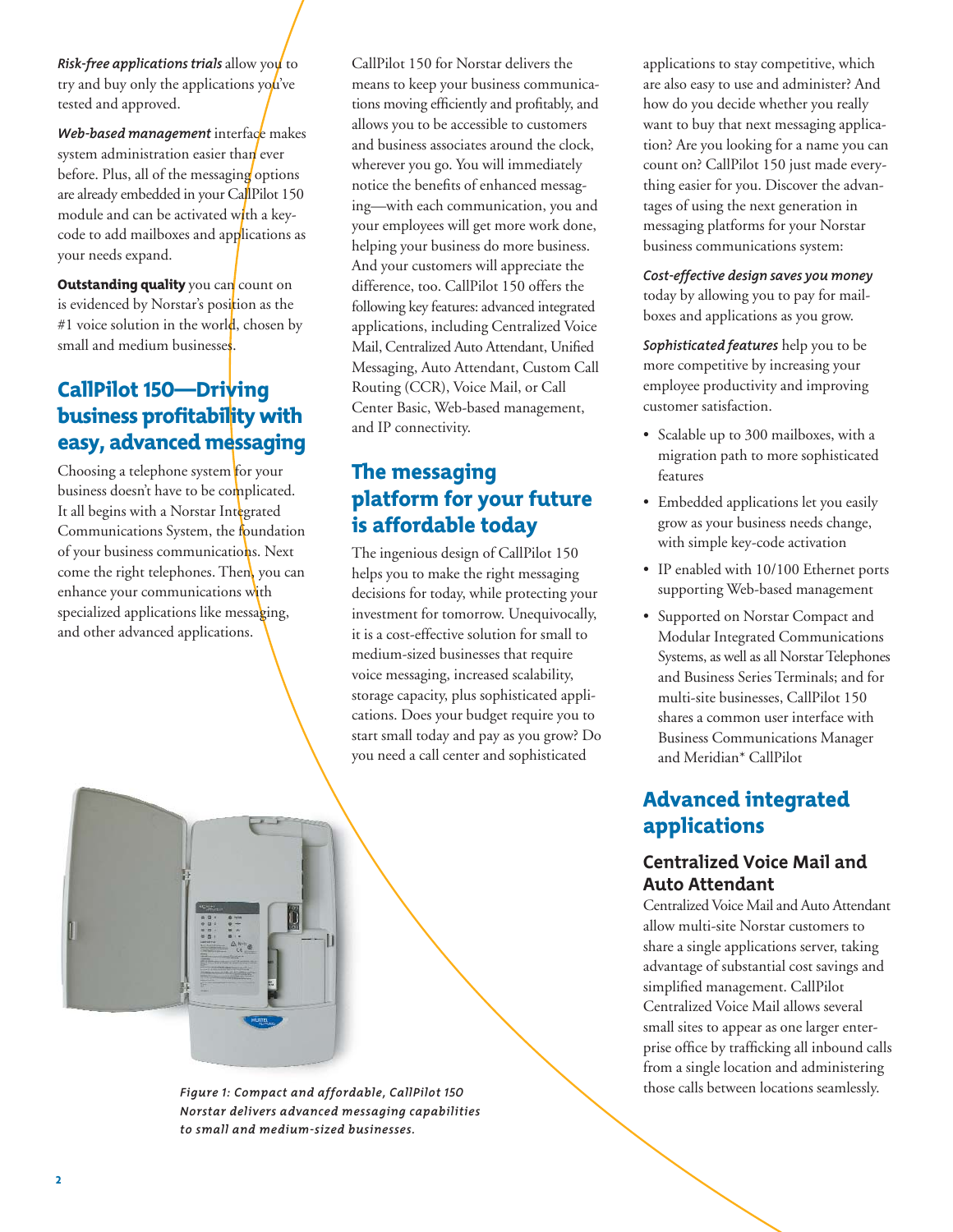***Risk-free applications trials*** allow you to try and buy only the applications you've tested and approved.

***Web-based management*** interface makes system administration easier than ever before. Plus, all of the messaging options are already embedded in your CallPilot 150 module and can be activated with a keycode to add mailboxes and applications as your needs expand.

**Outstanding quality** you can count on is evidenced by Norstar's position as the #1 voice solution in the world, chosen by small and medium businesses.

## CallPilot 150—Driving business profitability with easy, advanced messaging

Choosing a telephone system for your business doesn't have to be complicated. It all begins with a Norstar Integrated Communications System, the foundation of your business communications. Next come the right telephones. Then, you can enhance your communications with specialized applications like messaging, and other advanced applications.

CallPilot 150 for Norstar delivers the means to keep your business communications moving efficiently and profitably, and allows you to be accessible to customers and business associates around the clock, wherever you go. You will immediately notice the benefits of enhanced messaging—with each communication, you and your employees will get more work done, helping your business do more business. And your customers will appreciate the difference, too. CallPilot 150 offers the following key features: advanced integrated applications, including Centralized Voice Mail, Centralized Auto Attendant, Unified Messaging, Auto Attendant, Custom Call Routing (CCR), Voice Mail, or Call Center Basic, Web-based management, and IP connectivity.

## The messaging platform for your future is affordable today

The ingenious design of CallPilot 150 helps you to make the right messaging decisions for today, while protecting your investment for tomorrow. Unequivocally, it is a cost-effective solution for small to medium-sized businesses that require voice messaging, increased scalability, storage capacity, plus sophisticated applications. Does your budget require you to start small today and pay as you grow? Do you need a call center and sophisticated applications to stay competitive, which are also easy to use and administer? And how do you decide whether you really want to buy that next messaging application? Are you looking for a name you can count on? CallPilot 150 just made everything easier for you. Discover the advantages of using the next generation in messaging platforms for your Norstar business communications system:

***Cost-effective design saves you money*** today by allowing you to pay for mailboxes and applications as you grow.

***Sophisticated features*** help you to be more competitive by increasing your employee productivity and improving customer satisfaction.

- Scalable up to 300 mailboxes, with a migration path to more sophisticated features
- Embedded applications let you easily grow as your business needs change, with simple key-code activation
- IP enabled with 10/100 Ethernet ports supporting Web-based management
- Supported on Norstar Compact and Modular Integrated Communications Systems, as well as all Norstar Telephones and Business Series Terminals; and for multi-site businesses, CallPilot 150 shares a common user interface with Business Communications Manager and Meridian* CallPilot

*Figure 1: Compact and affordable, CallPilot 150 Norstar delivers advanced messaging capabilities to small and medium-sized businesses.*

## Advanced integrated applications

### Centralized Voice Mail and Auto Attendant

Centralized Voice Mail and Auto Attendant allow multi-site Norstar customers to share a single applications server, taking advantage of substantial cost savings and simplified management. CallPilot Centralized Voice Mail allows several small sites to appear as one larger enterprise office by trafficking all inbound calls from a single location and administering those calls between locations seamlessly.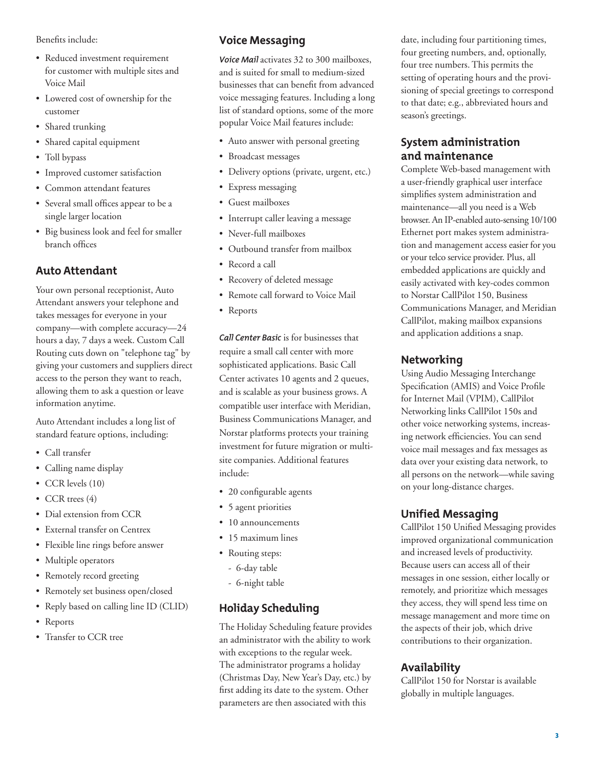Benefits include:

- Reduced investment requirement for customer with multiple sites and Voice Mail
- Lowered cost of ownership for the customer
- Shared trunking
- Shared capital equipment
- Toll bypass
- Improved customer satisfaction
- Common attendant features
- Several small offices appear to be a single larger location
- Big business look and feel for smaller branch offices

## Auto Attendant

Your own personal receptionist, Auto Attendant answers your telephone and takes messages for everyone in your company—with complete accuracy—24 hours a day, 7 days a week. Custom Call Routing cuts down on "telephone tag" by giving your customers and suppliers direct access to the person they want to reach, allowing them to ask a question or leave information anytime.

Auto Attendant includes a long list of standard feature options, including:

- Call transfer
- Calling name display
- CCR levels (10)
- CCR trees (4)
- Dial extension from CCR
- External transfer on Centrex
- Flexible line rings before answer
- Multiple operators
- Remotely record greeting
- Remotely set business open/closed
- Reply based on calling line ID (CLID)
- Reports
- Transfer to CCR tree

## Voice Messaging

***Voice Mail*** activates 32 to 300 mailboxes, and is suited for small to medium-sized businesses that can benefit from advanced voice messaging features. Including a long list of standard options, some of the more popular Voice Mail features include:

- Auto answer with personal greeting
- Broadcast messages
- Delivery options (private, urgent, etc.)
- Express messaging
- Guest mailboxes
- Interrupt caller leaving a message
- Never-full mailboxes
- Outbound transfer from mailbox
- Record a call
- Recovery of deleted message
- Remote call forward to Voice Mail
- Reports

***Call Center Basic*** is for businesses that require a small call center with more sophisticated applications. Basic Call Center activates 10 agents and 2 queues, and is scalable as your business grows. A compatible user interface with Meridian, Business Communications Manager, and Norstar platforms protects your training investment for future migration or multi-site companies. Additional features include:

- 20 configurable agents
- 5 agent priorities
- 10 announcements
- 15 maximum lines
- Routing steps:
  - 6-day table
  - 6-night table

## Holiday Scheduling

The Holiday Scheduling feature provides an administrator with the ability to work with exceptions to the regular week. The administrator programs a holiday (Christmas Day, New Year's Day, etc.) by first adding its date to the system. Other parameters are then associated with this date, including four partitioning times, four greeting numbers, and, optionally, four tree numbers. This permits the setting of operating hours and the provisioning of special greetings to correspond to that date; e.g., abbreviated hours and season's greetings.

## System administration and maintenance

Complete Web-based management with a user-friendly graphical user interface simplifies system administration and maintenance—all you need is a Web browser. An IP-enabled auto-sensing 10/100 Ethernet port makes system administration and management access easier for you or your telco service provider. Plus, all embedded applications are quickly and easily activated with key-codes common to Norstar CallPilot 150, Business Communications Manager, and Meridian CallPilot, making mailbox expansions and application additions a snap.

## Networking

Using Audio Messaging Interchange Specification (AMIS) and Voice Profile for Internet Mail (VPIM), CallPilot Networking links CallPilot 150s and other voice networking systems, increasing network efficiencies. You can send voice mail messages and fax messages as data over your existing data network, to all persons on the network—while saving on your long-distance charges.

## Unified Messaging

CallPilot 150 Unified Messaging provides improved organizational communication and increased levels of productivity. Because users can access all of their messages in one session, either locally or remotely, and prioritize which messages they access, they will spend less time on message management and more time on the aspects of their job, which drive contributions to their organization.

## Availability

CallPilot 150 for Norstar is available globally in multiple languages.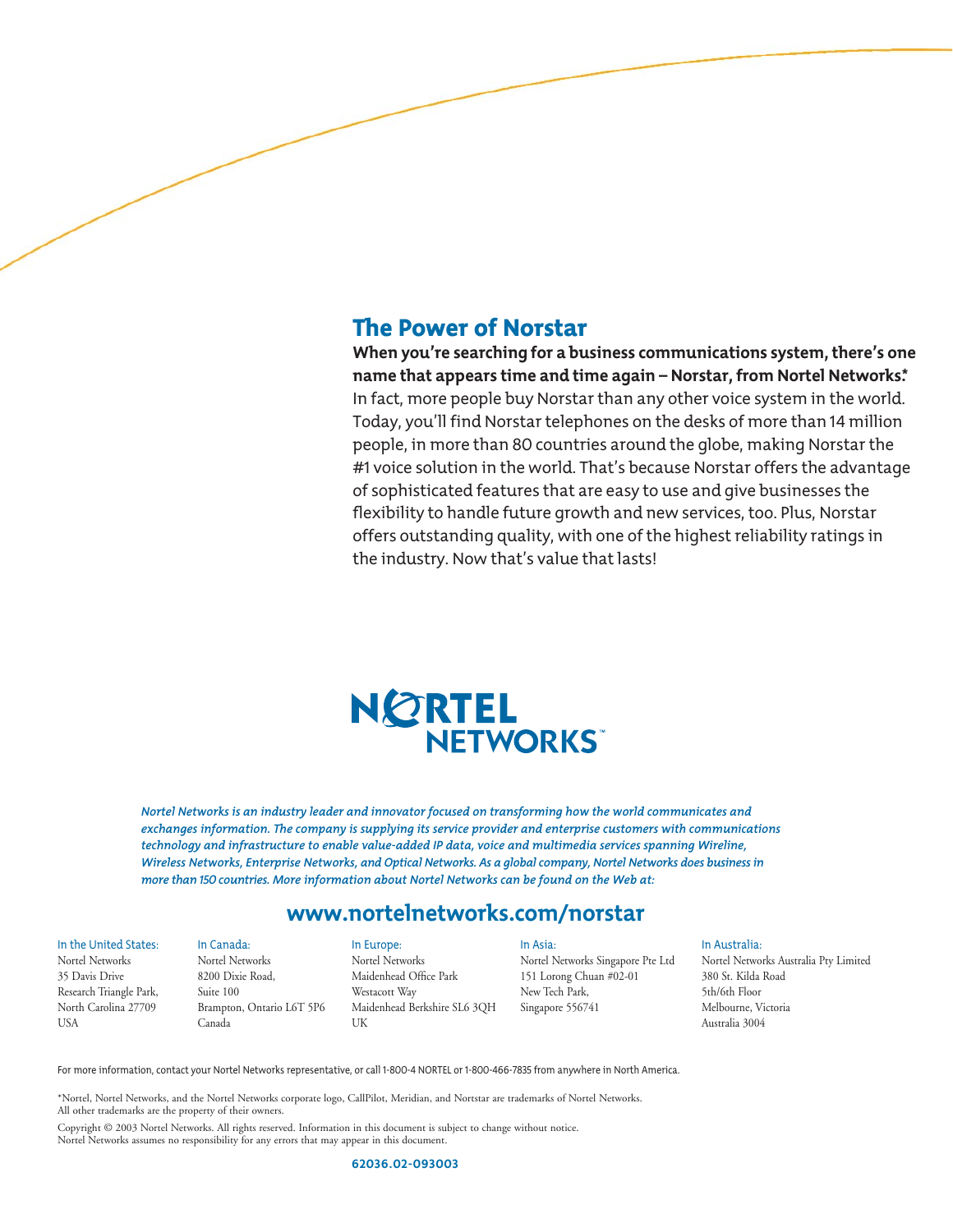## The Power of Norstar

**When you're searching for a business communications system, there's one name that appears time and time again – Norstar, from Nortel Networks.*** In fact, more people buy Norstar than any other voice system in the world. Today, you'll find Norstar telephones on the desks of more than 14 million people, in more than 80 countries around the globe, making Norstar the #1 voice solution in the world. That's because Norstar offers the advantage of sophisticated features that are easy to use and give businesses the flexibility to handle future growth and new services, too. Plus, Norstar offers outstanding quality, with one of the highest reliability ratings in the industry. Now that's value that lasts!

NORTEL NETWORKS™

*Nortel Networks is an industry leader and innovator focused on transforming how the world communicates and exchanges information. The company is supplying its service provider and enterprise customers with communications technology and infrastructure to enable value-added IP data, voice and multimedia services spanning Wireline, Wireless Networks, Enterprise Networks, and Optical Networks. As a global company, Nortel Networks does business in more than 150 countries. More information about Nortel Networks can be found on the Web at:*

**www.nortelnetworks.com/norstar**

In the United States:
Nortel Networks
35 Davis Drive
Research Triangle Park,
North Carolina 27709
USA

In Canada:
Nortel Networks
8200 Dixie Road,
Suite 100
Brampton, Ontario L6T 5P6
Canada

In Europe:
Nortel Networks
Maidenhead Office Park
Westacott Way
Maidenhead Berkshire SL6 3QH
UK

In Asia:
Nortel Networks Singapore Pte Ltd
151 Lorong Chuan #02-01
New Tech Park,
Singapore 556741

In Australia:
Nortel Networks Australia Pty Limited
380 St. Kilda Road
5th/6th Floor
Melbourne, Victoria
Australia 3004

For more information, contact your Nortel Networks representative, or call 1-800-4 NORTEL or 1-800-466-7835 from anywhere in North America.

*Nortel, Nortel Networks, and the Nortel Networks corporate logo, CallPilot, Meridian, and Norstar are trademarks of Nortel Networks.
All other trademarks are the property of their owners.

Copyright © 2003 Nortel Networks. All rights reserved. Information in this document is subject to change without notice.
Nortel Networks assumes no responsibility for any errors that may appear in this document.

62036.02-093003